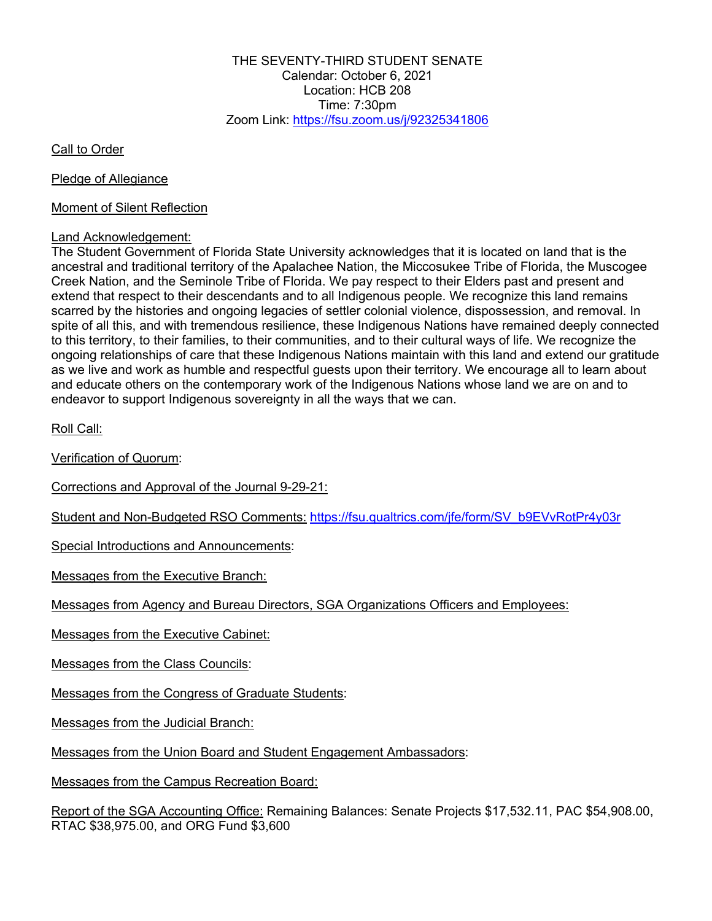THE SEVENTY-THIRD STUDENT SENATE
Calendar: October 6, 2021
Location: HCB 208
Time: 7:30pm
Zoom Link: https://fsu.zoom.us/j/92325341806

Call to Order

Pledge of Allegiance

Moment of Silent Reflection

Land Acknowledgement:
The Student Government of Florida State University acknowledges that it is located on land that is the ancestral and traditional territory of the Apalachee Nation, the Miccosukee Tribe of Florida, the Muscogee Creek Nation, and the Seminole Tribe of Florida. We pay respect to their Elders past and present and extend that respect to their descendants and to all Indigenous people. We recognize this land remains scarred by the histories and ongoing legacies of settler colonial violence, dispossession, and removal. In spite of all this, and with tremendous resilience, these Indigenous Nations have remained deeply connected to this territory, to their families, to their communities, and to their cultural ways of life. We recognize the ongoing relationships of care that these Indigenous Nations maintain with this land and extend our gratitude as we live and work as humble and respectful guests upon their territory. We encourage all to learn about and educate others on the contemporary work of the Indigenous Nations whose land we are on and to endeavor to support Indigenous sovereignty in all the ways that we can.

Roll Call:

Verification of Quorum:

Corrections and Approval of the Journal 9-29-21:

Student and Non-Budgeted RSO Comments: https://fsu.qualtrics.com/jfe/form/SV_b9EVvRotPr4y03r

Special Introductions and Announcements:

Messages from the Executive Branch:

Messages from Agency and Bureau Directors, SGA Organizations Officers and Employees:

Messages from the Executive Cabinet:

Messages from the Class Councils:

Messages from the Congress of Graduate Students:

Messages from the Judicial Branch:

Messages from the Union Board and Student Engagement Ambassadors:

Messages from the Campus Recreation Board:

Report of the SGA Accounting Office: Remaining Balances: Senate Projects $17,532.11, PAC $54,908.00, RTAC $38,975.00, and ORG Fund $3,600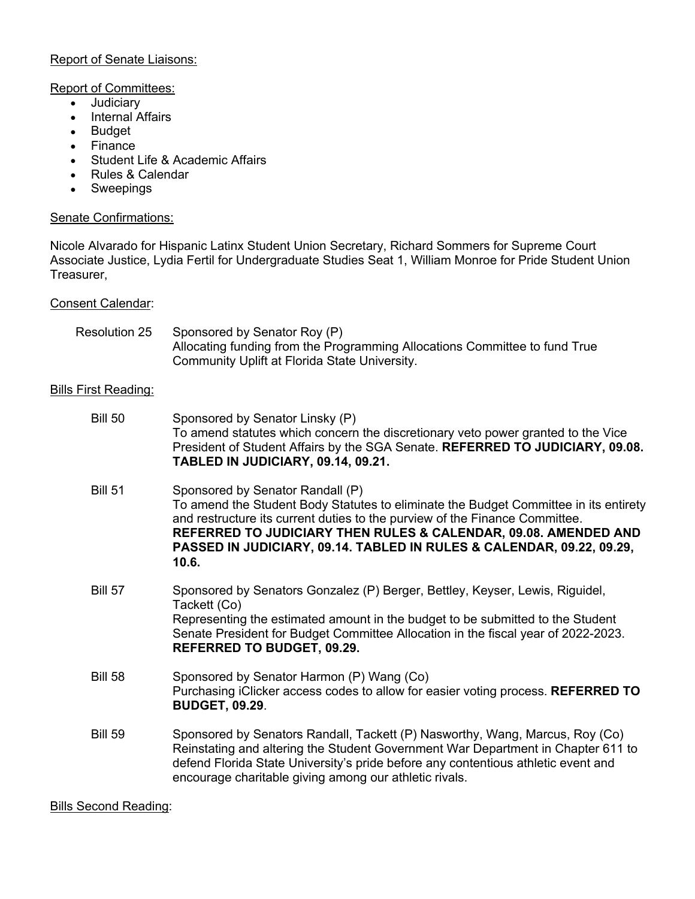<u>Report of Senate Liaisons:</u>

<u>Report of Committees:</u>

- Judiciary
- Internal Affairs
- Budget
- Finance
- Student Life & Academic Affairs
- Rules & Calendar
- Sweepings

<u>Senate Confirmations:</u>

Nicole Alvarado for Hispanic Latinx Student Union Secretary, Richard Sommers for Supreme Court Associate Justice, Lydia Fertil for Undergraduate Studies Seat 1, William Monroe for Pride Student Union Treasurer,

<u>Consent Calendar</u>:

Resolution 25 — Sponsored by Senator Roy (P)
Allocating funding from the Programming Allocations Committee to fund True Community Uplift at Florida State University.

<u>Bills First Reading:</u>

Bill 50 — Sponsored by Senator Linsky (P)
To amend statutes which concern the discretionary veto power granted to the Vice President of Student Affairs by the SGA Senate. **REFERRED TO JUDICIARY, 09.08. TABLED IN JUDICIARY, 09.14, 09.21.**

Bill 51 — Sponsored by Senator Randall (P)
To amend the Student Body Statutes to eliminate the Budget Committee in its entirety and restructure its current duties to the purview of the Finance Committee. **REFERRED TO JUDICIARY THEN RULES & CALENDAR, 09.08. AMENDED AND PASSED IN JUDICIARY, 09.14. TABLED IN RULES & CALENDAR, 09.22, 09.29, 10.6.**

Bill 57 — Sponsored by Senators Gonzalez (P) Berger, Bettley, Keyser, Lewis, Riguidel, Tackett (Co)
Representing the estimated amount in the budget to be submitted to the Student Senate President for Budget Committee Allocation in the fiscal year of 2022-2023. **REFERRED TO BUDGET, 09.29.**

Bill 58 — Sponsored by Senator Harmon (P) Wang (Co)
Purchasing iClicker access codes to allow for easier voting process. **REFERRED TO BUDGET, 09.29**.

Bill 59 — Sponsored by Senators Randall, Tackett (P) Nasworthy, Wang, Marcus, Roy (Co)
Reinstating and altering the Student Government War Department in Chapter 611 to defend Florida State University's pride before any contentious athletic event and encourage charitable giving among our athletic rivals.

<u>Bills Second Reading</u>: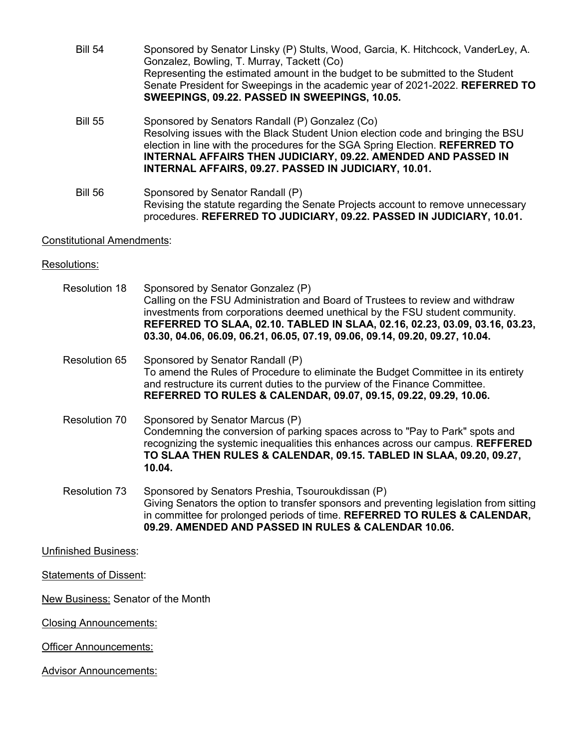Bill 54 Sponsored by Senator Linsky (P) Stults, Wood, Garcia, K. Hitchcock, VanderLey, A. Gonzalez, Bowling, T. Murray, Tackett (Co)
Representing the estimated amount in the budget to be submitted to the Student Senate President for Sweepings in the academic year of 2021-2022. **REFERRED TO SWEEPINGS, 09.22. PASSED IN SWEEPINGS, 10.05.**

Bill 55 Sponsored by Senators Randall (P) Gonzalez (Co)
Resolving issues with the Black Student Union election code and bringing the BSU election in line with the procedures for the SGA Spring Election. **REFERRED TO INTERNAL AFFAIRS THEN JUDICIARY, 09.22. AMENDED AND PASSED IN INTERNAL AFFAIRS, 09.27. PASSED IN JUDICIARY, 10.01.**

Bill 56 Sponsored by Senator Randall (P)
Revising the statute regarding the Senate Projects account to remove unnecessary procedures. **REFERRED TO JUDICIARY, 09.22. PASSED IN JUDICIARY, 10.01.**

<u>Constitutional Amendments</u>:

<u>Resolutions:</u>

Resolution 18 Sponsored by Senator Gonzalez (P)
Calling on the FSU Administration and Board of Trustees to review and withdraw investments from corporations deemed unethical by the FSU student community. **REFERRED TO SLAA, 02.10. TABLED IN SLAA, 02.16, 02.23, 03.09, 03.16, 03.23, 03.30, 04.06, 06.09, 06.21, 06.05, 07.19, 09.06, 09.14, 09.20, 09.27, 10.04.**

Resolution 65 Sponsored by Senator Randall (P)
To amend the Rules of Procedure to eliminate the Budget Committee in its entirety and restructure its current duties to the purview of the Finance Committee. **REFERRED TO RULES & CALENDAR, 09.07, 09.15, 09.22, 09.29, 10.06.**

Resolution 70 Sponsored by Senator Marcus (P)
Condemning the conversion of parking spaces across to "Pay to Park" spots and recognizing the systemic inequalities this enhances across our campus. **REFFERED TO SLAA THEN RULES & CALENDAR, 09.15. TABLED IN SLAA, 09.20, 09.27, 10.04.**

Resolution 73 Sponsored by Senators Preshia, Tsouroukdissan (P)
Giving Senators the option to transfer sponsors and preventing legislation from sitting in committee for prolonged periods of time. **REFERRED TO RULES & CALENDAR, 09.29. AMENDED AND PASSED IN RULES & CALENDAR 10.06.**

<u>Unfinished Business</u>:

<u>Statements of Dissent</u>:

<u>New Business:</u> Senator of the Month

<u>Closing Announcements:</u>

<u>Officer Announcements:</u>

<u>Advisor Announcements:</u>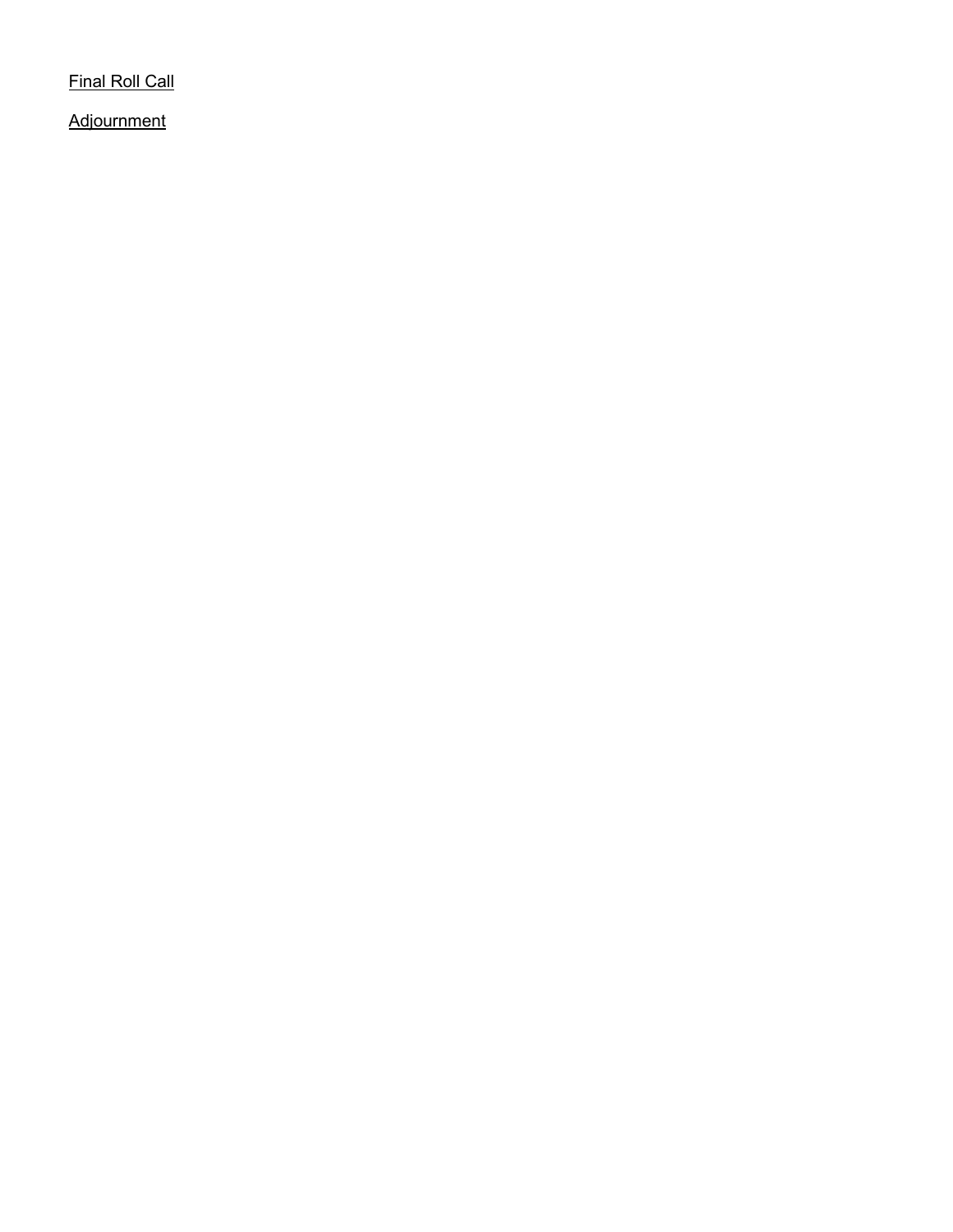<u>Final Roll Call</u>

<u>Adjournment</u>